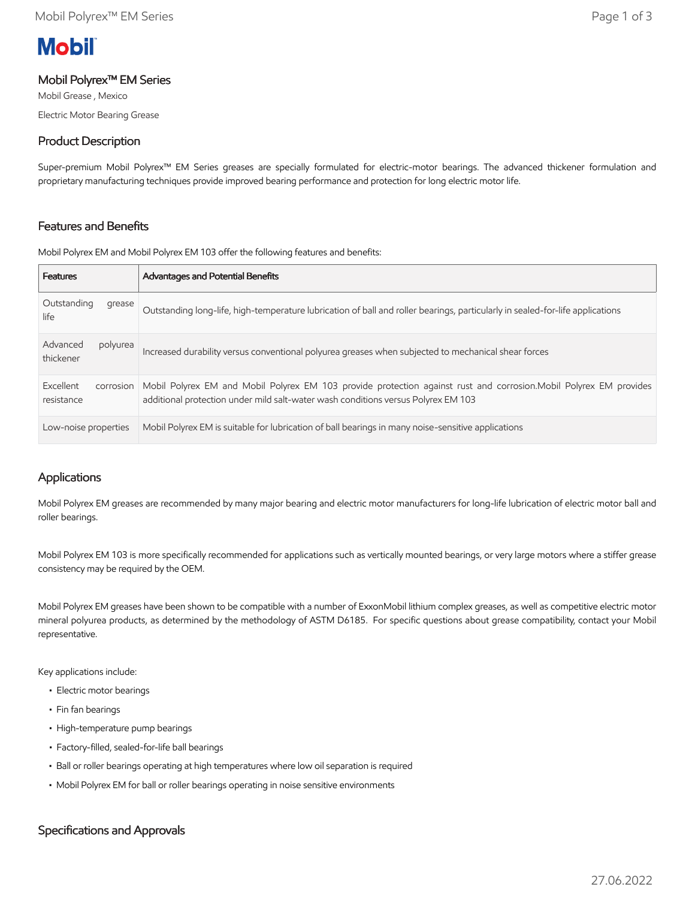Mobil

# Mobil Polyrex™ EM Series

Mobil Grease , Mexico

Electric Motor Bearing Grease

## Product Description

Super-premium Mobil Polyrex™ EM Series greases are specially formulated for electric-motor bearings. The advanced thickener formulation and proprietary manufacturing techniques provide improved bearing performance and protection for long electric motor life.

## Features and Benefits

Mobil Polyrex EM and Mobil Polyrex EM 103 offer the following features and benefits:

| Features | Advantages and Potential Benefits |
|---|---|
| Outstanding grease life | Outstanding long-life, high-temperature lubrication of ball and roller bearings, particularly in sealed-for-life applications |
| Advanced polyurea thickener | Increased durability versus conventional polyurea greases when subjected to mechanical shear forces |
| Excellent corrosion resistance | Mobil Polyrex EM and Mobil Polyrex EM 103 provide protection against rust and corrosion.Mobil Polyrex EM provides additional protection under mild salt-water wash conditions versus Polyrex EM 103 |
| Low-noise properties | Mobil Polyrex EM is suitable for lubrication of ball bearings in many noise-sensitive applications |

## Applications

Mobil Polyrex EM greases are recommended by many major bearing and electric motor manufacturers for long-life lubrication of electric motor ball and roller bearings.

Mobil Polyrex EM 103 is more specifically recommended for applications such as vertically mounted bearings, or very large motors where a stiffer grease consistency may be required by the OEM.

Mobil Polyrex EM greases have been shown to be compatible with a number of ExxonMobil lithium complex greases, as well as competitive electric motor mineral polyurea products, as determined by the methodology of ASTM D6185. For specific questions about grease compatibility, contact your Mobil representative.

Key applications include:

- Electric motor bearings
- Fin fan bearings
- High-temperature pump bearings
- Factory-filled, sealed-for-life ball bearings
- Ball or roller bearings operating at high temperatures where low oil separation is required
- Mobil Polyrex EM for ball or roller bearings operating in noise sensitive environments

## Specifications and Approvals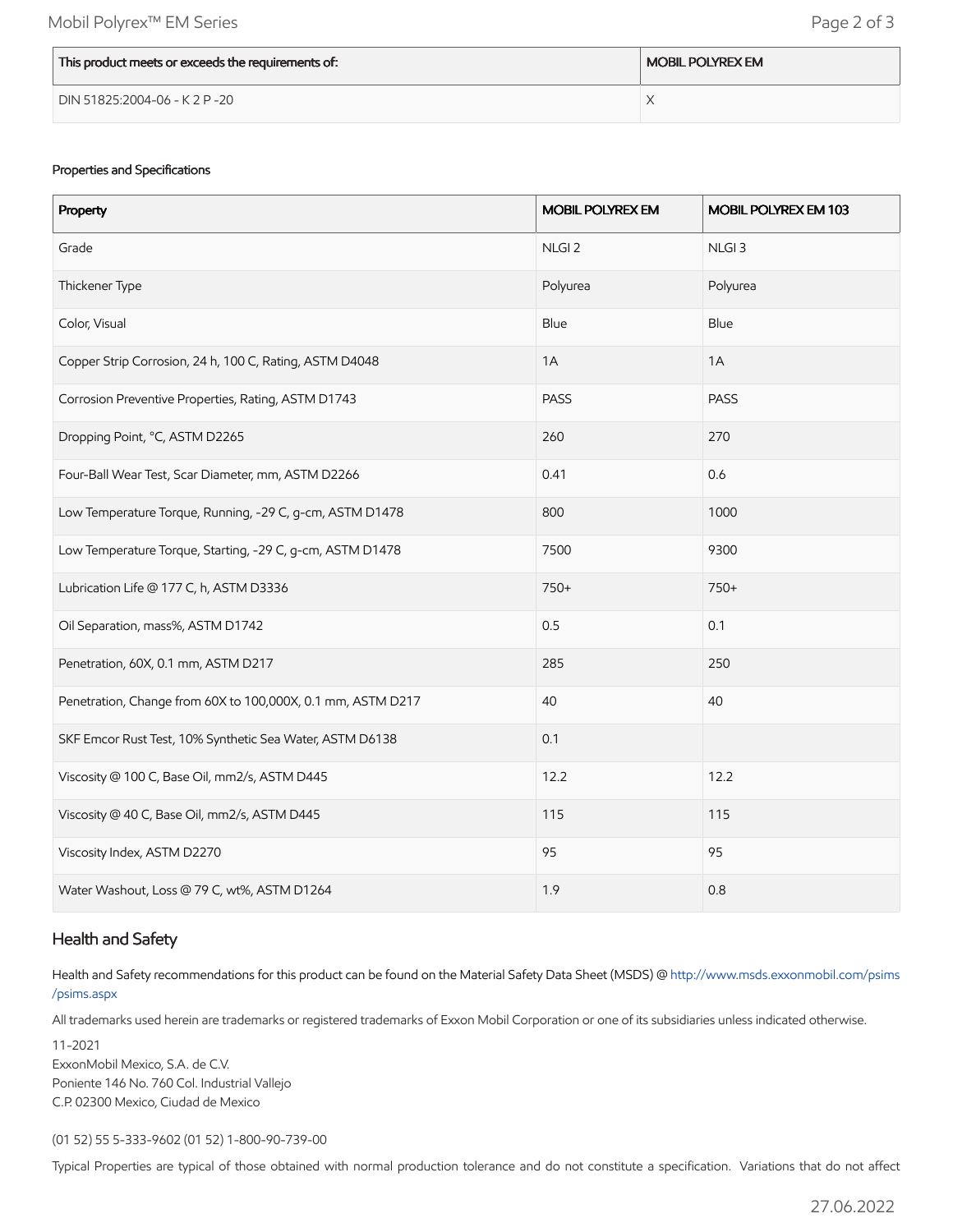| This product meets or exceeds the requirements of: | MOBIL POLYREX EM |
|---|---|
| DIN 51825:2004-06 - K 2 P -20 | X |

Properties and Specifications

| Property | MOBIL POLYREX EM | MOBIL POLYREX EM 103 |
|---|---|---|
| Grade | NLGI 2 | NLGI 3 |
| Thickener Type | Polyurea | Polyurea |
| Color, Visual | Blue | Blue |
| Copper Strip Corrosion, 24 h, 100 C, Rating, ASTM D4048 | 1A | 1A |
| Corrosion Preventive Properties, Rating, ASTM D1743 | PASS | PASS |
| Dropping Point, °C, ASTM D2265 | 260 | 270 |
| Four-Ball Wear Test, Scar Diameter, mm, ASTM D2266 | 0.41 | 0.6 |
| Low Temperature Torque, Running, -29 C, g-cm, ASTM D1478 | 800 | 1000 |
| Low Temperature Torque, Starting, -29 C, g-cm, ASTM D1478 | 7500 | 9300 |
| Lubrication Life @ 177 C, h, ASTM D3336 | 750+ | 750+ |
| Oil Separation, mass%, ASTM D1742 | 0.5 | 0.1 |
| Penetration, 60X, 0.1 mm, ASTM D217 | 285 | 250 |
| Penetration, Change from 60X to 100,000X, 0.1 mm, ASTM D217 | 40 | 40 |
| SKF Emcor Rust Test, 10% Synthetic Sea Water, ASTM D6138 | 0.1 | |
| Viscosity @ 100 C, Base Oil, mm2/s, ASTM D445 | 12.2 | 12.2 |
| Viscosity @ 40 C, Base Oil, mm2/s, ASTM D445 | 115 | 115 |
| Viscosity Index, ASTM D2270 | 95 | 95 |
| Water Washout, Loss @ 79 C, wt%, ASTM D1264 | 1.9 | 0.8 |

## Health and Safety

Health and Safety recommendations for this product can be found on the Material Safety Data Sheet (MSDS) @ http://www.msds.exxonmobil.com/psims/psims.aspx

All trademarks used herein are trademarks or registered trademarks of Exxon Mobil Corporation or one of its subsidiaries unless indicated otherwise.

11-2021
ExxonMobil Mexico, S.A. de C.V.
Poniente 146 No. 760 Col. Industrial Vallejo
C.P. 02300 Mexico, Ciudad de Mexico

(01 52) 55 5-333-9602 (01 52) 1-800-90-739-00

Typical Properties are typical of those obtained with normal production tolerance and do not constitute a specification. Variations that do not affect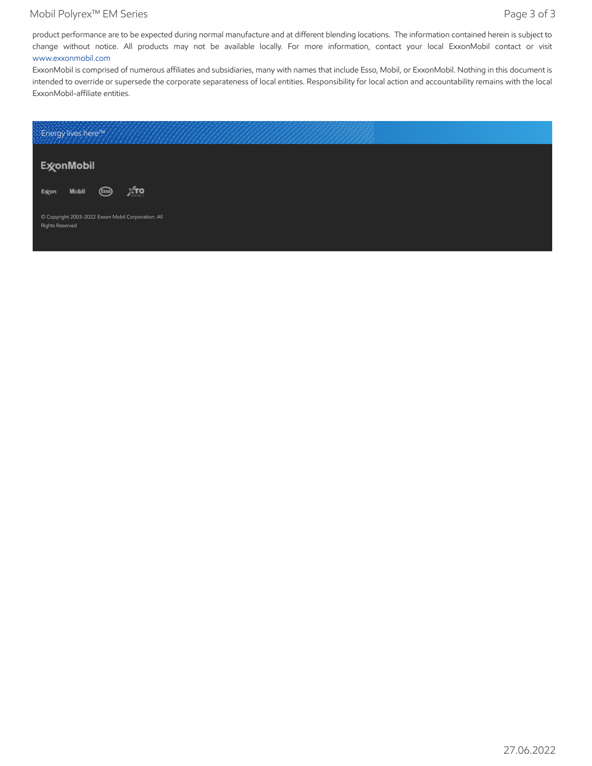product performance are to be expected during normal manufacture and at different blending locations. The information contained herein is subject to change without notice. All products may not be available locally. For more information, contact your local ExxonMobil contact or visit www.exxonmobil.com

ExxonMobil is comprised of numerous affiliates and subsidiaries, many with names that include Esso, Mobil, or ExxonMobil. Nothing in this document is intended to override or supersede the corporate separateness of local entities. Responsibility for local action and accountability remains with the local ExxonMobil-affiliate entities.

Energy lives here™

ExxonMobil

Exxon Mobil Esso XTO

© Copyright 2003-2022 Exxon Mobil Corporation. All Rights Reserved

27.06.2022